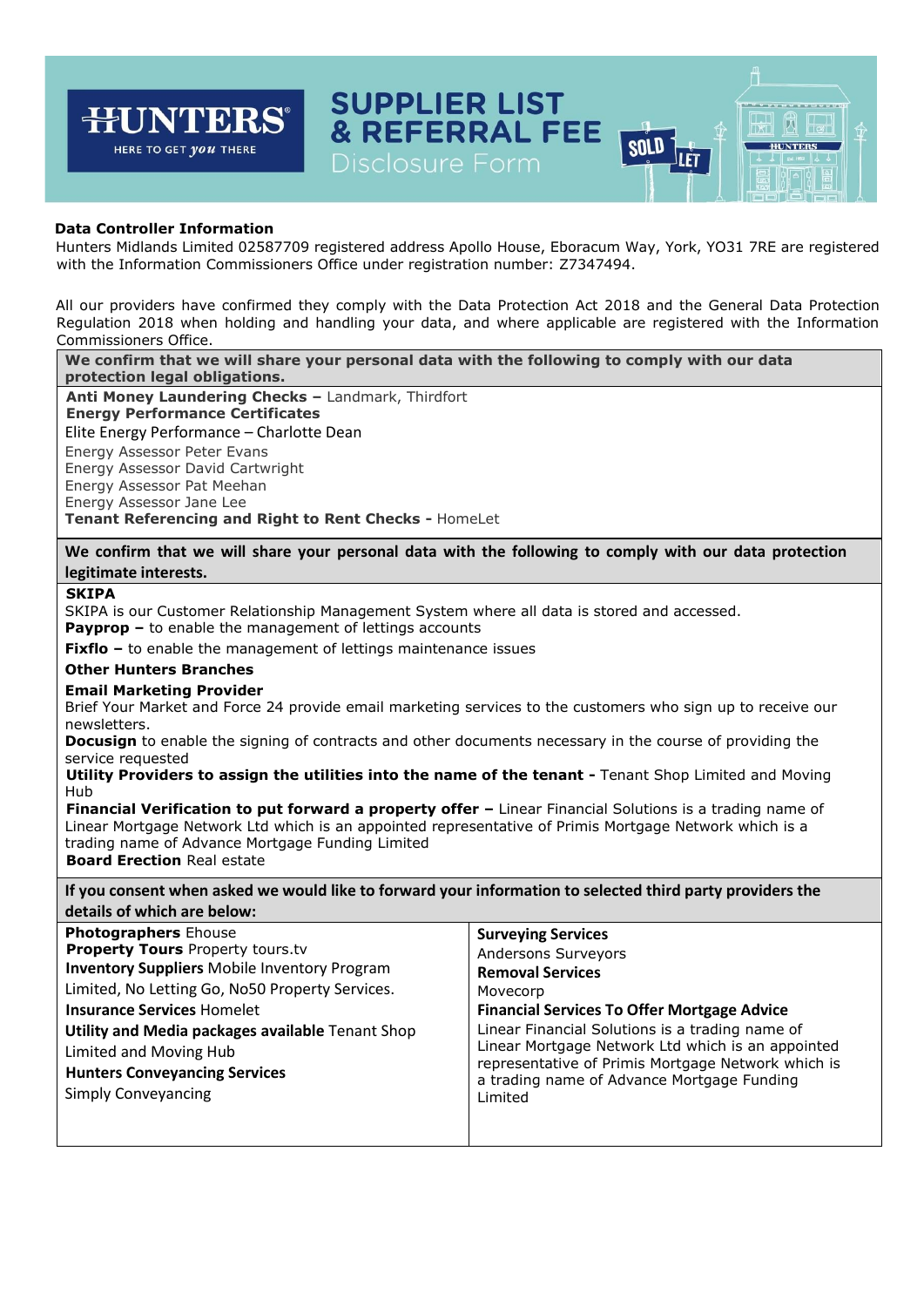# SUPPLIER LIST & REFERRAL FEE

## Disclosure Form

**Data Controller Information**

Hunters Midlands Limited 02587709 registered address Apollo House, Eboracum Way, York, YO31 7RE are registered with the Information Commissioners Office under registration number: Z7347494.

All our providers have confirmed they comply with the Data Protection Act 2018 and the General Data Protection Regulation 2018 when holding and handling your data, and where applicable are registered with the Information Commissioners Office.

**We confirm that we will share your personal data with the following to comply with our data protection legal obligations.**

**Anti Money Laundering Checks –** Landmark, Thirdfort
**Energy Performance Certificates**
Elite Energy Performance – Charlotte Dean
Energy Assessor Peter Evans
Energy Assessor David Cartwright
Energy Assessor Pat Meehan
Energy Assessor Jane Lee
**Tenant Referencing and Right to Rent Checks -** HomeLet

**We confirm that we will share your personal data with the following to comply with our data protection legitimate interests.**

**SKIPA**
SKIPA is our Customer Relationship Management System where all data is stored and accessed.
**Payprop –** to enable the management of lettings accounts
**Fixflo –** to enable the management of lettings maintenance issues
**Other Hunters Branches**
**Email Marketing Provider**
Brief Your Market and Force 24 provide email marketing services to the customers who sign up to receive our newsletters.
**Docusign** to enable the signing of contracts and other documents necessary in the course of providing the service requested
**Utility Providers to assign the utilities into the name of the tenant -** Tenant Shop Limited and Moving Hub
**Financial Verification to put forward a property offer –** Linear Financial Solutions is a trading name of Linear Mortgage Network Ltd which is an appointed representative of Primis Mortgage Network which is a trading name of Advance Mortgage Funding Limited
**Board Erection** Real estate

**If you consent when asked we would like to forward your information to selected third party providers the details of which are below:**

**Photographers** Ehouse
**Property Tours** Property tours.tv
**Inventory Suppliers** Mobile Inventory Program Limited, No Letting Go, No50 Property Services.
**Insurance Services** Homelet
**Utility and Media packages available** Tenant Shop Limited and Moving Hub
**Hunters Conveyancing Services**
Simply Conveyancing

**Surveying Services**
Andersons Surveyors
**Removal Services**
Movecorp
**Financial Services To Offer Mortgage Advice**
Linear Financial Solutions is a trading name of Linear Mortgage Network Ltd which is an appointed representative of Primis Mortgage Network which is a trading name of Advance Mortgage Funding Limited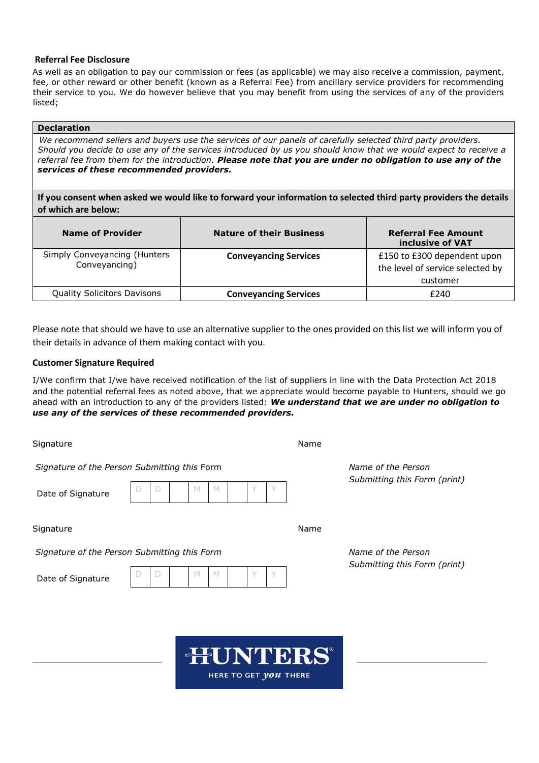## Referral Fee Disclosure

As well as an obligation to pay our commission or fees (as applicable) we may also receive a commission, payment, fee, or other reward or other benefit (known as a Referral Fee) from ancillary service providers for recommending their service to you. We do however believe that you may benefit from using the services of any of the providers listed;

**Declaration**

*We recommend sellers and buyers use the services of our panels of carefully selected third party providers. Should you decide to use any of the services introduced by us you should know that we would expect to receive a referral fee from them for the introduction.* ***Please note that you are under no obligation to use any of the services of these recommended providers.***

**If you consent when asked we would like to forward your information to selected third party providers the details of which are below:**

| Name of Provider | Nature of their Business | Referral Fee Amount inclusive of VAT |
|---|---|---|
| Simply Conveyancing (Hunters Conveyancing) | **Conveyancing Services** | £150 to £300 dependent upon the level of service selected by customer |
| Quality Solicitors Davisons | **Conveyancing Services** | £240 |

Please note that should we have to use an alternative supplier to the ones provided on this list we will inform you of their details in advance of them making contact with you.

**Customer Signature Required**

I/We confirm that I/we have received notification of the list of suppliers in line with the Data Protection Act 2018 and the potential referral fees as noted above, that we appreciate would become payable to Hunters, should we go ahead with an introduction to any of the providers listed: ***We understand that we are under no obligation to use any of the services of these recommended providers.***

Signature

*Signature of the Person Submitting this* Form

Date of Signature | D | D | | M | M | | Y | Y |

Name

*Name of the Person Submitting this Form (print)*

Signature

*Signature of the Person Submitting this Form*

Date of Signature | D | D | | M | M | | Y | Y |

Name

*Name of the Person Submitting this Form (print)*

HUNTERS®
HERE TO GET *you* THERE